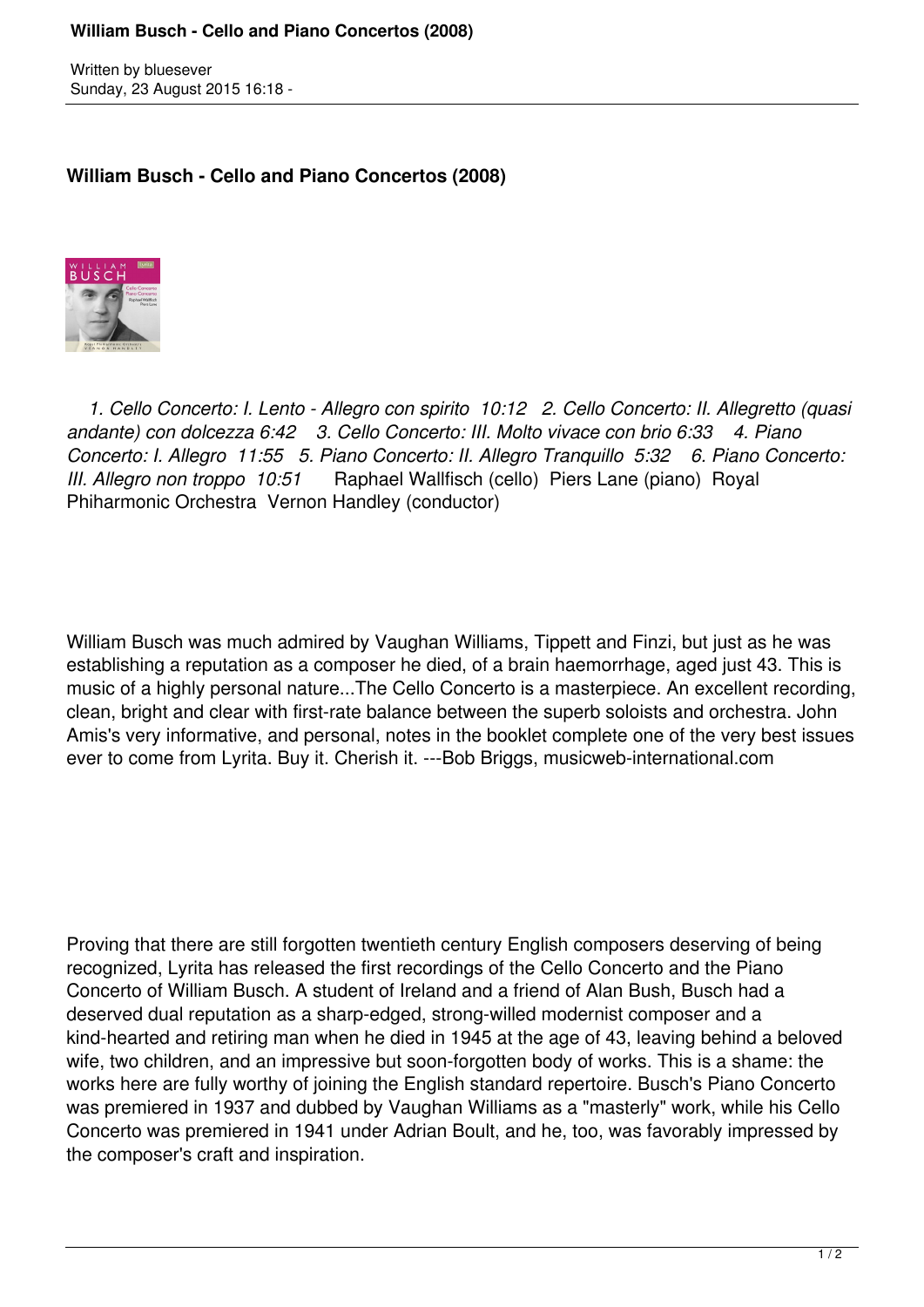# William Busch - Cello and Piano Concertos (2008)

*1. Cello Concerto: I. Lento - Allegro con spirito 10:12 2. Cello Concerto: II. Allegretto (quasi andante) con dolcezza 6:42 3. Cello Concerto: III. Molto vivace con brio 6:33 4. Piano Concerto: I. Allegro 11:55 5. Piano Concerto: II. Allegro Tranquillo 5:32 6. Piano Concerto: III. Allegro non troppo 10:51* Raphael Wallfisch (cello) Piers Lane (piano) Royal Phiharmonic Orchestra Vernon Handley (conductor)

William Busch was much admired by Vaughan Williams, Tippett and Finzi, but just as he was establishing a reputation as a composer he died, of a brain haemorrhage, aged just 43. This is music of a highly personal nature...The Cello Concerto is a masterpiece. An excellent recording, clean, bright and clear with first-rate balance between the superb soloists and orchestra. John Amis's very informative, and personal, notes in the booklet complete one of the very best issues ever to come from Lyrita. Buy it. Cherish it. ---Bob Briggs, musicweb-international.com

Proving that there are still forgotten twentieth century English composers deserving of being recognized, Lyrita has released the first recordings of the Cello Concerto and the Piano Concerto of William Busch. A student of Ireland and a friend of Alan Bush, Busch had a deserved dual reputation as a sharp-edged, strong-willed modernist composer and a kind-hearted and retiring man when he died in 1945 at the age of 43, leaving behind a beloved wife, two children, and an impressive but soon-forgotten body of works. This is a shame: the works here are fully worthy of joining the English standard repertoire. Busch's Piano Concerto was premiered in 1937 and dubbed by Vaughan Williams as a "masterly" work, while his Cello Concerto was premiered in 1941 under Adrian Boult, and he, too, was favorably impressed by the composer's craft and inspiration.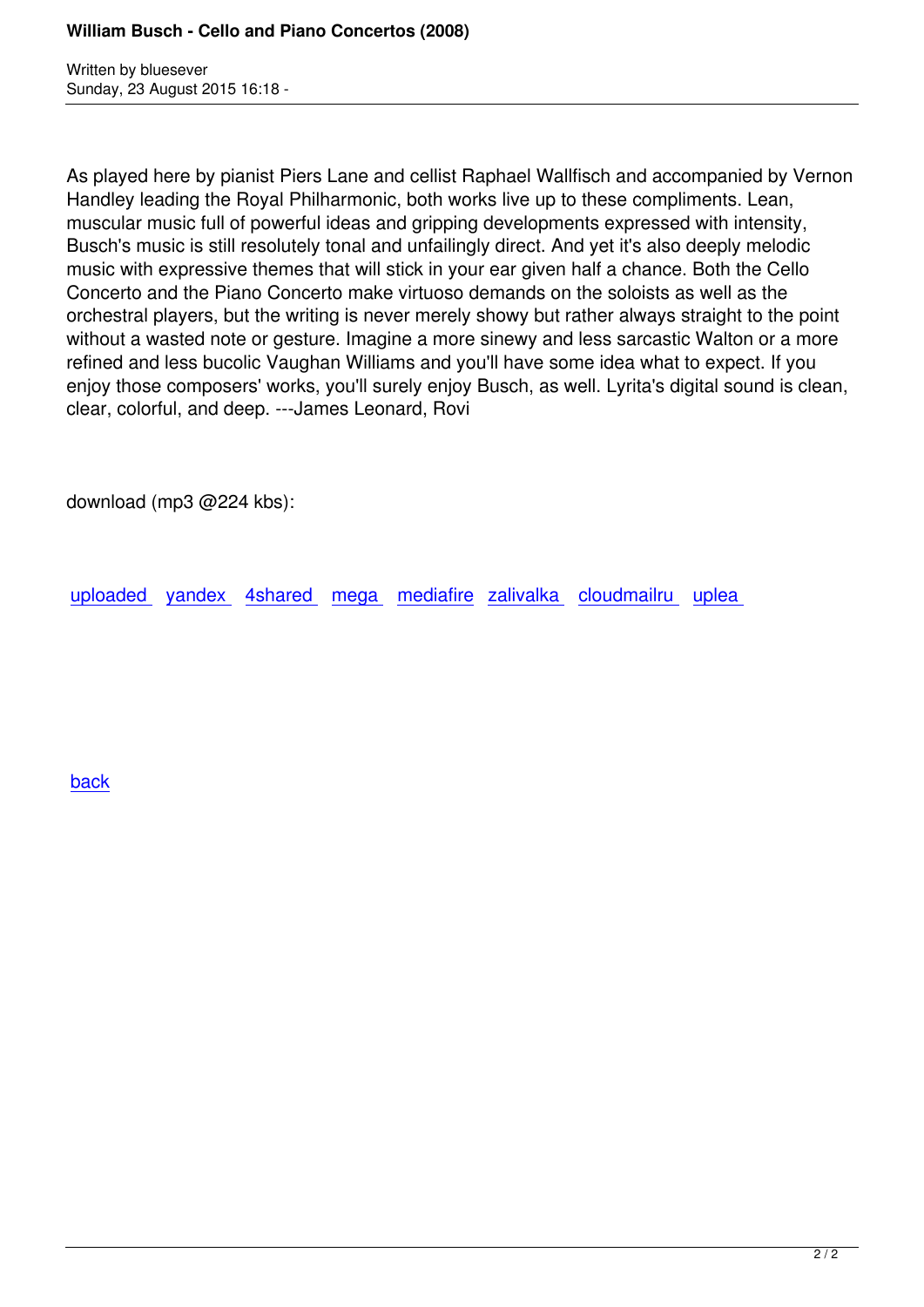As played here by pianist Piers Lane and cellist Raphael Wallfisch and accompanied by Vernon Handley leading the Royal Philharmonic, both works live up to these compliments. Lean, muscular music full of powerful ideas and gripping developments expressed with intensity, Busch's music is still resolutely tonal and unfailingly direct. And yet it's also deeply melodic music with expressive themes that will stick in your ear given half a chance. Both the Cello Concerto and the Piano Concerto make virtuoso demands on the soloists as well as the orchestral players, but the writing is never merely showy but rather always straight to the point without a wasted note or gesture. Imagine a more sinewy and less sarcastic Walton or a more refined and less bucolic Vaughan Williams and you'll have some idea what to expect. If you enjoy those composers' works, you'll surely enjoy Busch, as well. Lyrita's digital sound is clean, clear, colorful, and deep. ---James Leonard, Rovi

download (mp3 @224 kbs):

uploaded yandex 4shared mega mediafire zalivalka cloudmailru uplea

back